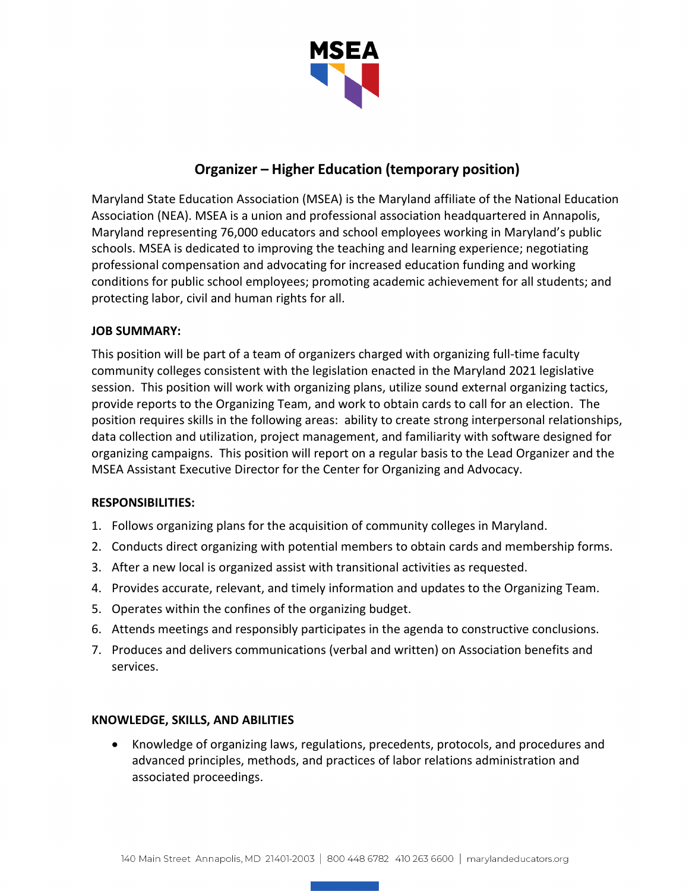MSEA

# Organizer – Higher Education (temporary position)

Maryland State Education Association (MSEA) is the Maryland affiliate of the National Education Association (NEA). MSEA is a union and professional association headquartered in Annapolis, Maryland representing 76,000 educators and school employees working in Maryland's public schools. MSEA is dedicated to improving the teaching and learning experience; negotiating professional compensation and advocating for increased education funding and working conditions for public school employees; promoting academic achievement for all students; and protecting labor, civil and human rights for all.

**JOB SUMMARY:**

This position will be part of a team of organizers charged with organizing full-time faculty community colleges consistent with the legislation enacted in the Maryland 2021 legislative session. This position will work with organizing plans, utilize sound external organizing tactics, provide reports to the Organizing Team, and work to obtain cards to call for an election. The position requires skills in the following areas: ability to create strong interpersonal relationships, data collection and utilization, project management, and familiarity with software designed for organizing campaigns. This position will report on a regular basis to the Lead Organizer and the MSEA Assistant Executive Director for the Center for Organizing and Advocacy.

**RESPONSIBILITIES:**

1. Follows organizing plans for the acquisition of community colleges in Maryland.
2. Conducts direct organizing with potential members to obtain cards and membership forms.
3. After a new local is organized assist with transitional activities as requested.
4. Provides accurate, relevant, and timely information and updates to the Organizing Team.
5. Operates within the confines of the organizing budget.
6. Attends meetings and responsibly participates in the agenda to constructive conclusions.
7. Produces and delivers communications (verbal and written) on Association benefits and services.

**KNOWLEDGE, SKILLS, AND ABILITIES**

- Knowledge of organizing laws, regulations, precedents, protocols, and procedures and advanced principles, methods, and practices of labor relations administration and associated proceedings.

140 Main Street Annapolis, MD 21401-2003 | 800 448 6782 410 263 6600 | marylandeducators.org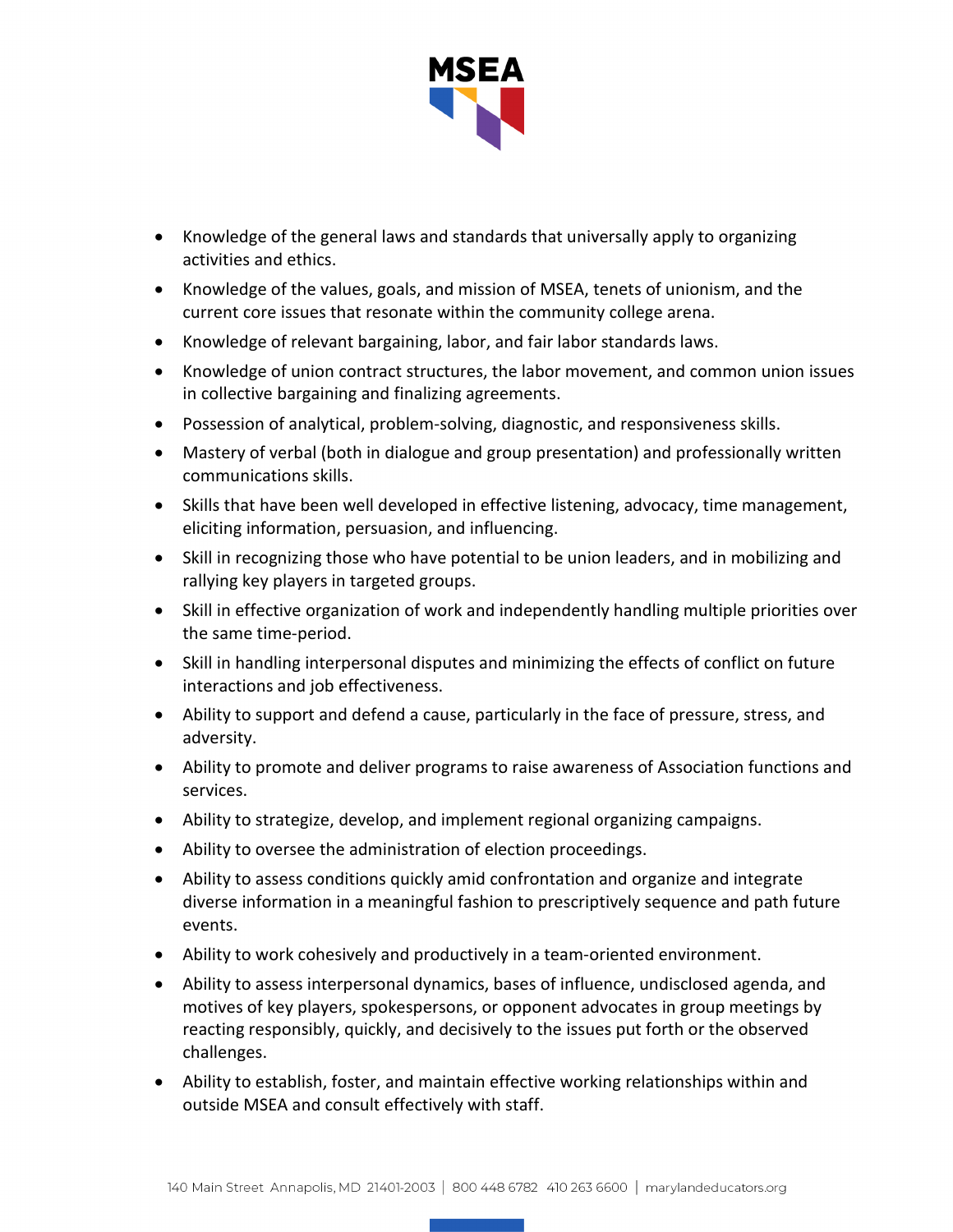- Knowledge of the general laws and standards that universally apply to organizing activities and ethics.
- Knowledge of the values, goals, and mission of MSEA, tenets of unionism, and the current core issues that resonate within the community college arena.
- Knowledge of relevant bargaining, labor, and fair labor standards laws.
- Knowledge of union contract structures, the labor movement, and common union issues in collective bargaining and finalizing agreements.
- Possession of analytical, problem-solving, diagnostic, and responsiveness skills.
- Mastery of verbal (both in dialogue and group presentation) and professionally written communications skills.
- Skills that have been well developed in effective listening, advocacy, time management, eliciting information, persuasion, and influencing.
- Skill in recognizing those who have potential to be union leaders, and in mobilizing and rallying key players in targeted groups.
- Skill in effective organization of work and independently handling multiple priorities over the same time-period.
- Skill in handling interpersonal disputes and minimizing the effects of conflict on future interactions and job effectiveness.
- Ability to support and defend a cause, particularly in the face of pressure, stress, and adversity.
- Ability to promote and deliver programs to raise awareness of Association functions and services.
- Ability to strategize, develop, and implement regional organizing campaigns.
- Ability to oversee the administration of election proceedings.
- Ability to assess conditions quickly amid confrontation and organize and integrate diverse information in a meaningful fashion to prescriptively sequence and path future events.
- Ability to work cohesively and productively in a team-oriented environment.
- Ability to assess interpersonal dynamics, bases of influence, undisclosed agenda, and motives of key players, spokespersons, or opponent advocates in group meetings by reacting responsibly, quickly, and decisively to the issues put forth or the observed challenges.
- Ability to establish, foster, and maintain effective working relationships within and outside MSEA and consult effectively with staff.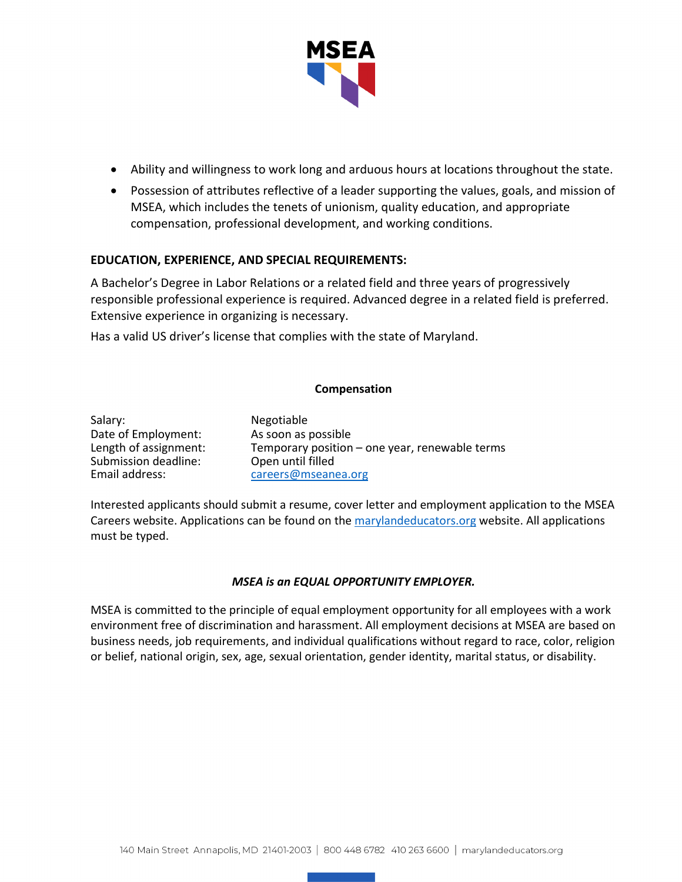- Ability and willingness to work long and arduous hours at locations throughout the state.
- Possession of attributes reflective of a leader supporting the values, goals, and mission of MSEA, which includes the tenets of unionism, quality education, and appropriate compensation, professional development, and working conditions.

**EDUCATION, EXPERIENCE, AND SPECIAL REQUIREMENTS:**

A Bachelor's Degree in Labor Relations or a related field and three years of progressively responsible professional experience is required. Advanced degree in a related field is preferred. Extensive experience in organizing is necessary.

Has a valid US driver's license that complies with the state of Maryland.

**Compensation**

| | |
|---|---|
| Salary: | Negotiable |
| Date of Employment: | As soon as possible |
| Length of assignment: | Temporary position – one year, renewable terms |
| Submission deadline: | Open until filled |
| Email address: | careers@mseanea.org |

Interested applicants should submit a resume, cover letter and employment application to the MSEA Careers website. Applications can be found on the marylandeducators.org website. All applications must be typed.

***MSEA is an EQUAL OPPORTUNITY EMPLOYER.***

MSEA is committed to the principle of equal employment opportunity for all employees with a work environment free of discrimination and harassment. All employment decisions at MSEA are based on business needs, job requirements, and individual qualifications without regard to race, color, religion or belief, national origin, sex, age, sexual orientation, gender identity, marital status, or disability.